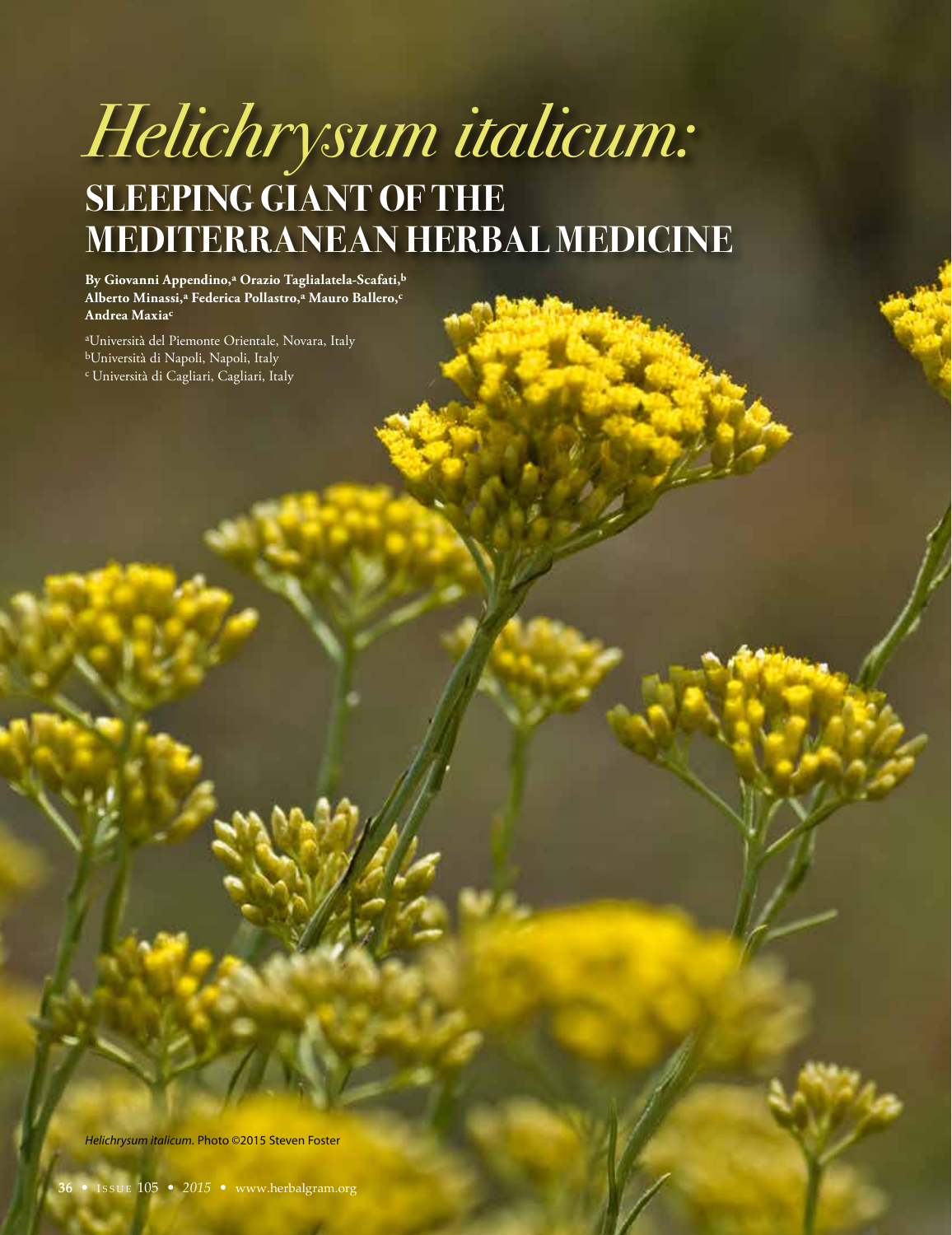# *Helichrysum italicum:* SLEEPING GIANT OF THE MEDITERRANEAN HERBAL MEDICINE

**By Giovanni Appendino,[a] Orazio Taglialatela-Scafati,[b] Alberto Minassi,[a] Federica Pollastro,[a] Mauro Ballero,[c] Andrea Maxia[c]**

[a]Università del Piemonte Orientale, Novara, Italy
[b]Università di Napoli, Napoli, Italy
[c] Università di Cagliari, Cagliari, Italy

*Helichrysum italicum*. Photo ©2015 Steven Foster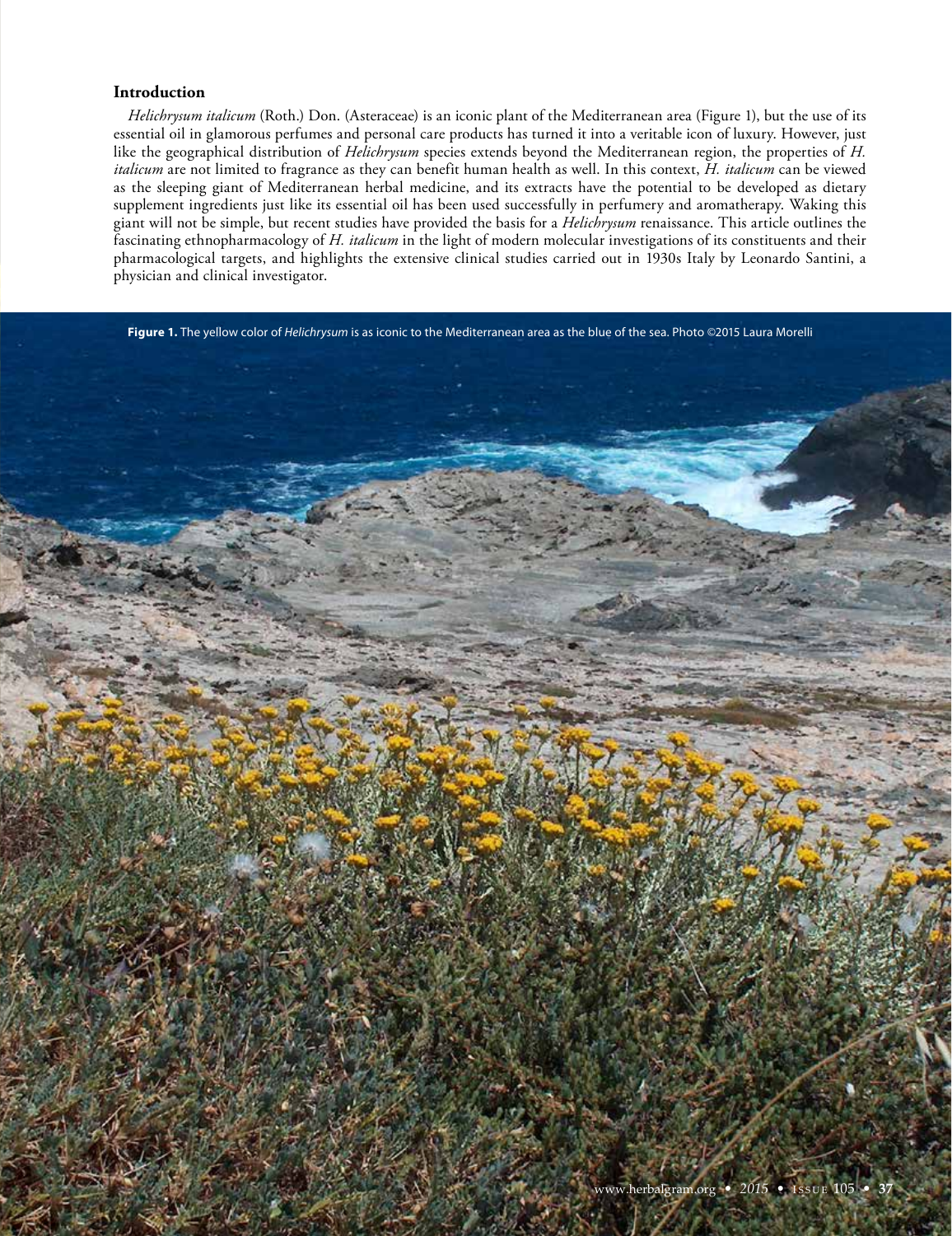## Introduction

*Helichrysum italicum* (Roth.) Don. (Asteraceae) is an iconic plant of the Mediterranean area (Figure 1), but the use of its essential oil in glamorous perfumes and personal care products has turned it into a veritable icon of luxury. However, just like the geographical distribution of *Helichrysum* species extends beyond the Mediterranean region, the properties of *H. italicum* are not limited to fragrance as they can benefit human health as well. In this context, *H. italicum* can be viewed as the sleeping giant of Mediterranean herbal medicine, and its extracts have the potential to be developed as dietary supplement ingredients just like its essential oil has been used successfully in perfumery and aromatherapy. Waking this giant will not be simple, but recent studies have provided the basis for a *Helichrysum* renaissance. This article outlines the fascinating ethnopharmacology of *H. italicum* in the light of modern molecular investigations of its constituents and their pharmacological targets, and highlights the extensive clinical studies carried out in 1930s Italy by Leonardo Santini, a physician and clinical investigator.

**Figure 1.** The yellow color of *Helichrysum* is as iconic to the Mediterranean area as the blue of the sea. Photo ©2015 Laura Morelli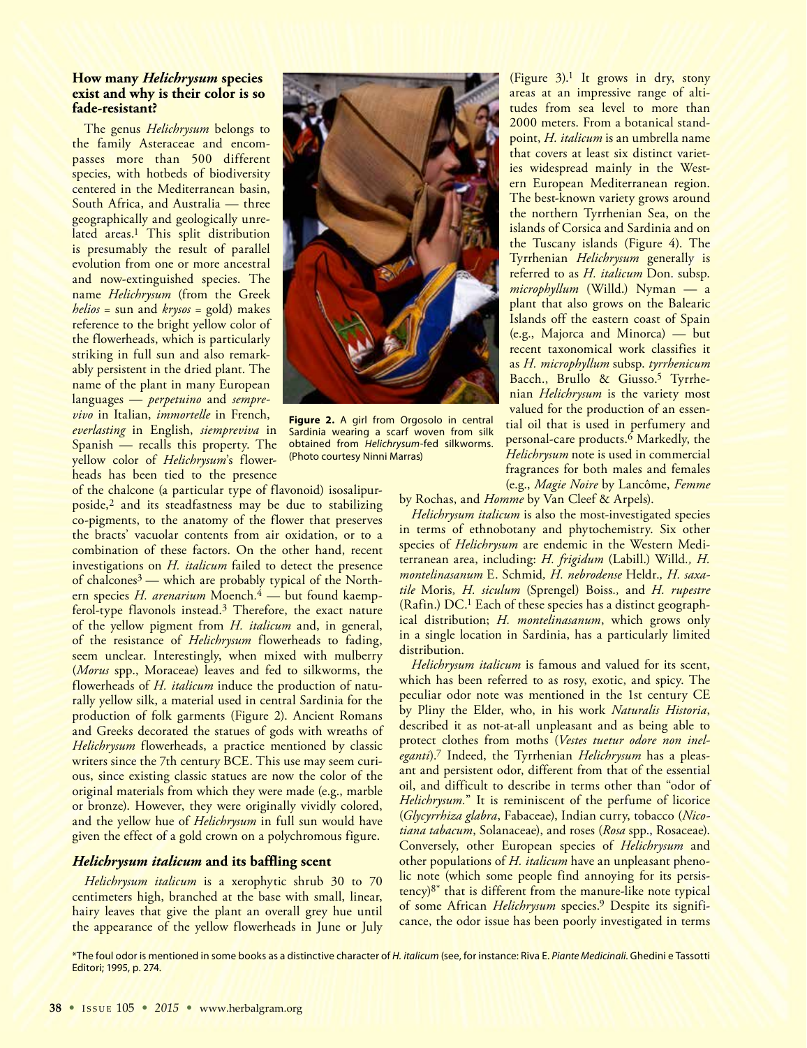### How many *Helichrysum* species exist and why is their color is so fade-resistant?

The genus *Helichrysum* belongs to the family Asteraceae and encompasses more than 500 different species, with hotbeds of biodiversity centered in the Mediterranean basin, South Africa, and Australia — three geographically and geologically unrelated areas.[1] This split distribution is presumably the result of parallel evolution from one or more ancestral and now-extinguished species. The name *Helichrysum* (from the Greek *helios* = sun and *krysos* = gold) makes reference to the bright yellow color of the flowerheads, which is particularly striking in full sun and also remarkably persistent in the dried plant. The name of the plant in many European languages — *perpetuino* and *sempre-vivo* in Italian, *immortelle* in French, *everlasting* in English, *siempreviva* in Spanish — recalls this property. The yellow color of *Helichrysum*'s flowerheads has been tied to the presence of the chalcone (a particular type of flavonoid) isosalipurposide,[2] and its steadfastness may be due to stabilizing co-pigments, to the anatomy of the flower that preserves the bracts' vacuolar contents from air oxidation, or to a combination of these factors. On the other hand, recent investigations on *H. italicum* failed to detect the presence of chalcones[3] — which are probably typical of the Northern species *H. arenarium* Moench.[4] — but found kaempferol-type flavonols instead.[3] Therefore, the exact nature of the yellow pigment from *H. italicum* and, in general, of the resistance of *Helichrysum* flowerheads to fading, seem unclear. Interestingly, when mixed with mulberry (*Morus* spp., Moraceae) leaves and fed to silkworms, the flowerheads of *H. italicum* induce the production of naturally yellow silk, a material used in central Sardinia for the production of folk garments (Figure 2). Ancient Romans and Greeks decorated the statues of gods with wreaths of *Helichrysum* flowerheads, a practice mentioned by classic writers since the 7th century BCE. This use may seem curious, since existing classic statues are now the color of the original materials from which they were made (e.g., marble or bronze). However, they were originally vividly colored, and the yellow hue of *Helichrysum* in full sun would have given the effect of a gold crown on a polychromous figure.

**Figure 2.** A girl from Orgosolo in central Sardinia wearing a scarf woven from silk obtained from *Helichrysum*-fed silkworms. (Photo courtesy Ninni Marras)

### *Helichrysum italicum* and its baffling scent

*Helichrysum italicum* is a xerophytic shrub 30 to 70 centimeters high, branched at the base with small, linear, hairy leaves that give the plant an overall grey hue until the appearance of the yellow flowerheads in June or July (Figure 3).[1] It grows in dry, stony areas at an impressive range of altitudes from sea level to more than 2000 meters. From a botanical standpoint, *H. italicum* is an umbrella name that covers at least six distinct varieties widespread mainly in the Western European Mediterranean region. The best-known variety grows around the northern Tyrrhenian Sea, on the islands of Corsica and Sardinia and on the Tuscany islands (Figure 4). The Tyrrhenian *Helichrysum* generally is referred to as *H. italicum* Don. subsp. *microphyllum* (Willd.) Nyman — a plant that also grows on the Balearic Islands off the eastern coast of Spain (e.g., Majorca and Minorca) — but recent taxonomical work classifies it as *H. microphyllum* subsp. *tyrrhenicum* Bacch., Brullo & Giusso.[5] Tyrrhenian *Helichrysum* is the variety most valued for the production of an essential oil that is used in perfumery and personal-care products.[6] Markedly, the *Helichrysum* note is used in commercial fragrances for both males and females (e.g., *Magie Noire* by Lancôme, *Femme* by Rochas, and *Homme* by Van Cleef & Arpels).

*Helichrysum italicum* is also the most-investigated species in terms of ethnobotany and phytochemistry. Six other species of *Helichrysum* are endemic in the Western Mediterranean area, including: *H. frigidum* (Labill.) Willd., *H. montelinasanum* E. Schmid, *H. nebrodense* Heldr., *H. saxatile* Moris, *H. siculum* (Sprengel) Boiss., and *H. rupestre* (Rafin.) DC.[1] Each of these species has a distinct geographical distribution; *H. montelinasanum*, which grows only in a single location in Sardinia, has a particularly limited distribution.

*Helichrysum italicum* is famous and valued for its scent, which has been referred to as rosy, exotic, and spicy. The peculiar odor note was mentioned in the 1st century CE by Pliny the Elder, who, in his work *Naturalis Historia*, described it as not-at-all unpleasant and as being able to protect clothes from moths (*Vestes tuetur odore non inelegant*i).[7] Indeed, the Tyrrhenian *Helichrysum* has a pleasant and persistent odor, different from that of the essential oil, and difficult to describe in terms other than "odor of *Helichrysum*." It is reminiscent of the perfume of licorice (*Glycyrrhiza glabra*, Fabaceae), Indian curry, tobacco (*Nicotiana tabacum*, Solanaceae), and roses (*Rosa* spp., Rosaceae). Conversely, other European species of *Helichrysum* and other populations of *H. italicum* have an unpleasant phenolic note (which some people find annoying for its persistency)[8*] that is different from the manure-like note typical of some African *Helichrysum* species.[9] Despite its significance, the odor issue has been poorly investigated in terms

*The foul odor is mentioned in some books as a distinctive character of *H. italicum* (see, for instance: Riva E. *Piante Medicinali*. Ghedini e Tassotti Editori; 1995, p. 274.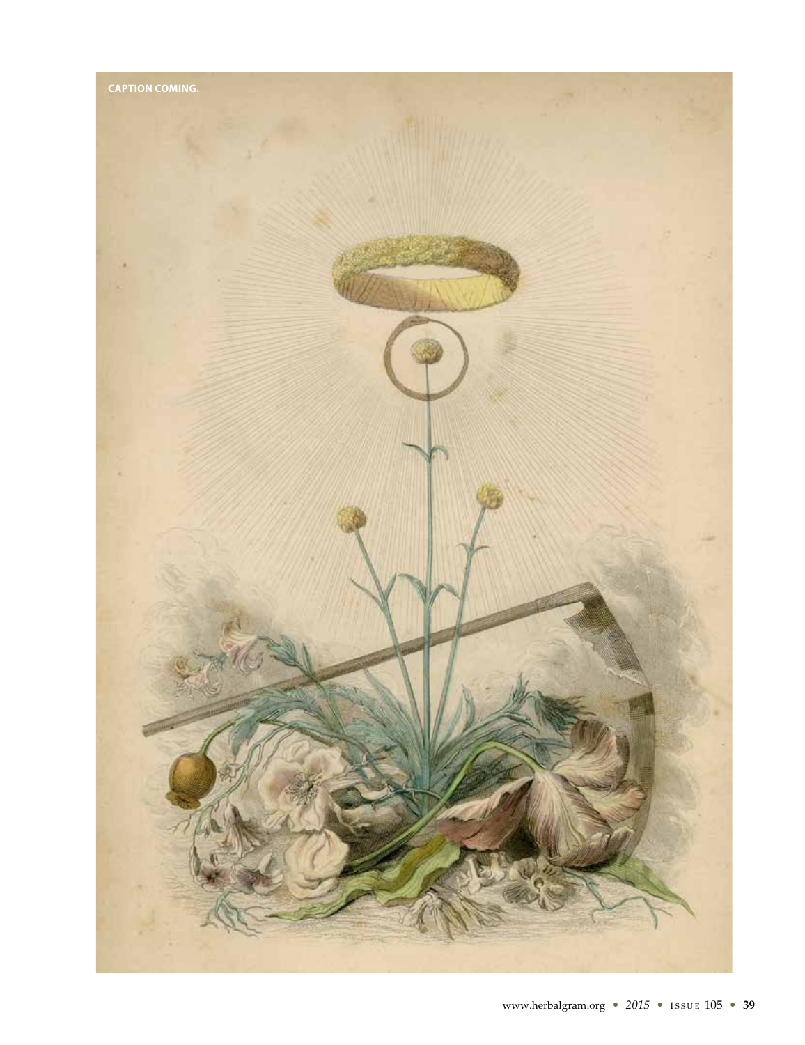**CAPTION COMING.**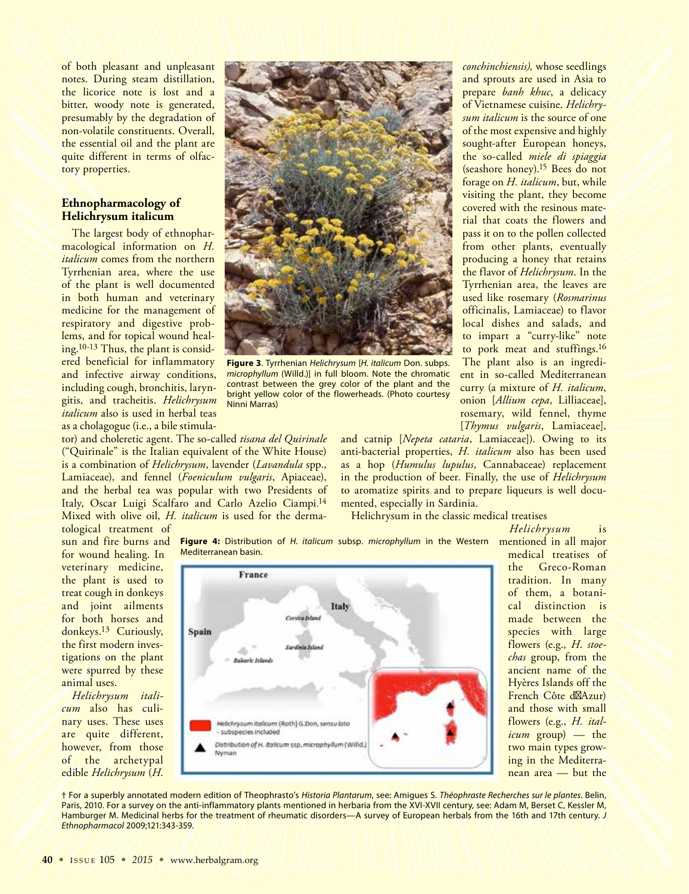of both pleasant and unpleasant notes. During steam distillation, the licorice note is lost and a bitter, woody note is generated, presumably by the degradation of non-volatile constituents. Overall, the essential oil and the plant are quite different in terms of olfactory properties.

## Ethnopharmacology of Helichrysum italicum

The largest body of ethnopharmacological information on *H. italicum* comes from the northern Tyrrhenian area, where the use of the plant is well documented in both human and veterinary medicine for the management of respiratory and digestive problems, and for topical wound healing.[10-13] Thus, the plant is considered beneficial for inflammatory and infective airway conditions, including cough, bronchitis, laryngitis, and tracheitis. *Helichrysum italicum* also is used in herbal teas as a cholagogue (i.e., a bile stimulator) and choleretic agent. The so-called *tisana del Quirinale* ("Quirinale" is the Italian equivalent of the White House) is a combination of *Helichrysum*, lavender (*Lavandula* spp., Lamiaceae), and fennel (*Foeniculum vulgaris*, Apiaceae), and the herbal tea was popular with two Presidents of Italy, Oscar Luigi Scalfaro and Carlo Azelio Ciampi.[14] Mixed with olive oil, *H. italicum* is used for the dermatological treatment of sun and fire burns and for wound healing. In veterinary medicine, the plant is used to treat cough in donkeys and joint ailments for both horses and donkeys.[13] Curiously, the first modern investigations on the plant were spurred by these animal uses.

*Helichrysum italicum* also has culinary uses. These uses are quite different, however, from those of the archetypal edible *Helichrysum* (*H. conchinchiensis),* whose seedlings and sprouts are used in Asia to prepare *banh khuc*, a delicacy of Vietnamese cuisine. *Helichrysum italicum* is the source of one of the most expensive and highly sought-after European honeys, the so-called *miele di spiaggia* (seashore honey).[15] Bees do not forage on *H. italicum*, but, while visiting the plant, they become covered with the resinous material that coats the flowers and pass it on to the pollen collected from other plants, eventually producing a honey that retains the flavor of *Helichrysum*. In the Tyrrhenian area, the leaves are used like rosemary (*Rosmarinus* officinalis, Lamiaceae) to flavor local dishes and salads, and to impart a "curry-like" note to pork meat and stuffings.[16] The plant also is an ingredient in so-called Mediterranean curry (a mixture of *H. italicum*, onion [*Allium cepa*, Lilliaceae], rosemary, wild fennel, thyme [*Thymus vulgaris*, Lamiaceae], and catnip [*Nepeta cataria*, Lamiaceae]). Owing to its anti-bacterial properties, *H. italicum* also has been used as a hop (*Humulus lupulus*, Cannabaceae) replacement in the production of beer. Finally, the use of *Helichrysum* to aromatize spirits and to prepare liqueurs is well documented, especially in Sardinia.

**Figure 3**. Tyrrhenian *Helichrysum* [*H. italicum* Don. subps. *microphyllum* (Willd.)] in full bloom. Note the chromatic contrast between the grey color of the plant and the bright yellow color of the flowerheads. (Photo courtesy Ninni Marras)

Helichrysum in the classic medical treatises

*Helichrysum* is mentioned in all major medical treatises of the Greco-Roman tradition. In many of them, a botanical distinction is made between the species with large flowers (e.g., *H. stoechas* group, from the ancient name of the Hyères Islands off the French Côte d'Azur) and those with small flowers (e.g., *H. italicum* group) — the two main types growing in the Mediterranean area — but the

**Figure 4:** Distribution of *H. italicum* subsp. *microphyllum* in the Western Mediterranean basin.

† For a superbly annotated modern edition of Theophrasto's *Historia Plantarum*, see: Amigues S. *Théophraste Recherches sur le plantes.* Belin, Paris, 2010. For a survey on the anti-inflammatory plants mentioned in herbaria from the XVI-XVII century, see: Adam M, Berset C, Kessler M, Hamburger M. Medicinal herbs for the treatment of rheumatic disorders—A survey of European herbals from the 16th and 17th century. *J Ethnopharmacol* 2009;121:343-359.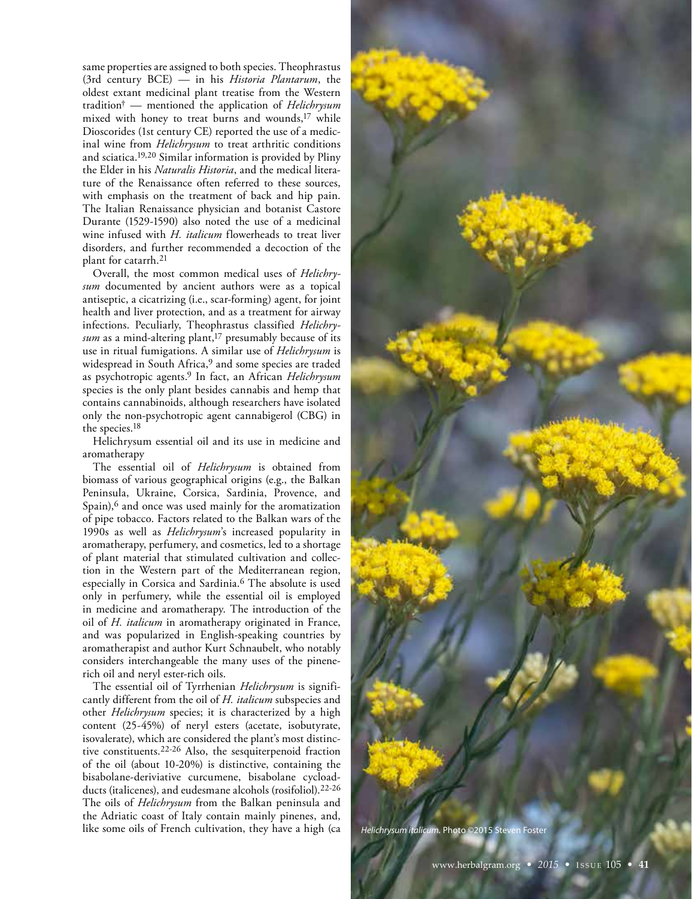same properties are assigned to both species. Theophrastus (3rd century BCE) — in his *Historia Plantarum*, the oldest extant medicinal plant treatise from the Western tradition† — mentioned the application of *Helichrysum* mixed with honey to treat burns and wounds,[17] while Dioscorides (1st century CE) reported the use of a medicinal wine from *Helichrysum* to treat arthritic conditions and sciatica.[19,20] Similar information is provided by Pliny the Elder in his *Naturalis Historia*, and the medical literature of the Renaissance often referred to these sources, with emphasis on the treatment of back and hip pain. The Italian Renaissance physician and botanist Castore Durante (1529-1590) also noted the use of a medicinal wine infused with *H. italicum* flowerheads to treat liver disorders, and further recommended a decoction of the plant for catarrh.[21]

Overall, the most common medical uses of *Helichrysum* documented by ancient authors were as a topical antiseptic, a cicatrizing (i.e., scar-forming) agent, for joint health and liver protection, and as a treatment for airway infections. Peculiarly, Theophrastus classified *Helichrysum* as a mind-altering plant,[17] presumably because of its use in ritual fumigations. A similar use of *Helichrysum* is widespread in South Africa,[9] and some species are traded as psychotropic agents.[9] In fact, an African *Helichrysum* species is the only plant besides cannabis and hemp that contains cannabinoids, although researchers have isolated only the non-psychotropic agent cannabigerol (CBG) in the species.[18]

Helichrysum essential oil and its use in medicine and aromatherapy

The essential oil of *Helichrysum* is obtained from biomass of various geographical origins (e.g., the Balkan Peninsula, Ukraine, Corsica, Sardinia, Provence, and Spain),[6] and once was used mainly for the aromatization of pipe tobacco. Factors related to the Balkan wars of the 1990s as well as *Helichrysum*'s increased popularity in aromatherapy, perfumery, and cosmetics, led to a shortage of plant material that stimulated cultivation and collection in the Western part of the Mediterranean region, especially in Corsica and Sardinia.[6] The absolute is used only in perfumery, while the essential oil is employed in medicine and aromatherapy. The introduction of the oil of *H. italicum* in aromatherapy originated in France, and was popularized in English-speaking countries by aromatherapist and author Kurt Schnaubelt, who notably considers interchangeable the many uses of the pinene-rich oil and neryl ester-rich oils.

The essential oil of Tyrrhenian *Helichrysum* is significantly different from the oil of *H. italicum* subspecies and other *Helichrysum* species; it is characterized by a high content (25-45%) of neryl esters (acetate, isobutyrate, isovalerate), which are considered the plant's most distinctive constituents.[22-26] Also, the sesquiterpenoid fraction of the oil (about 10-20%) is distinctive, containing the bisabolane-deriviative curcumene, bisabolane cycloadducts (italicenes), and eudesmane alcohols (rosifoliol).[22-26] The oils of *Helichrysum* from the Balkan peninsula and the Adriatic coast of Italy contain mainly pinenes, and, like some oils of French cultivation, they have a high (ca

*Helichrysum italicum*. Photo ©2015 Steven Foster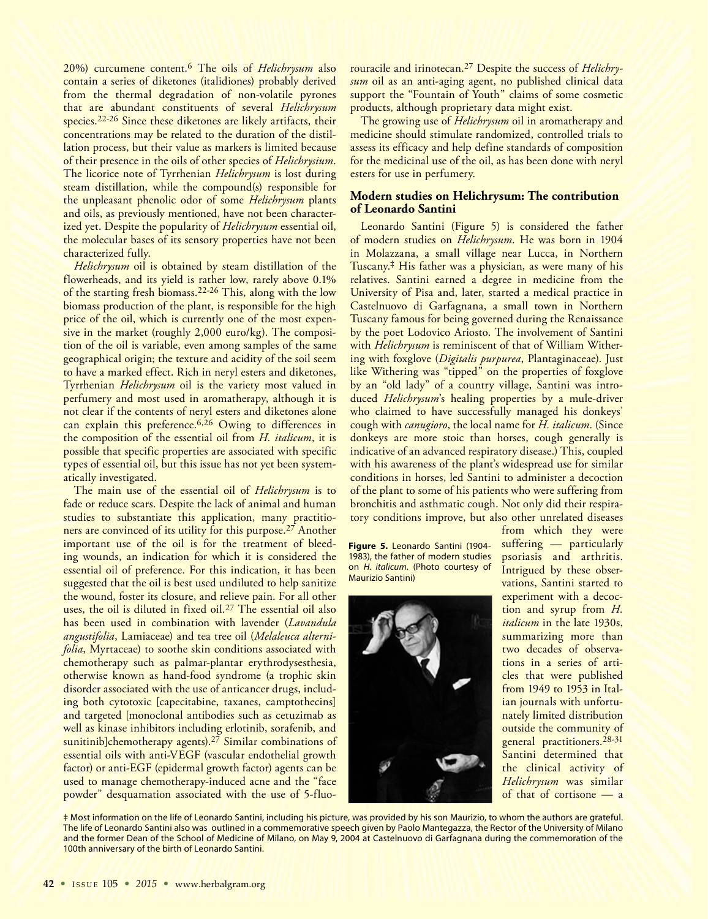20%) curcumene content.[6] The oils of *Helichrysum* also contain a series of diketones (italidiones) probably derived from the thermal degradation of non-volatile pyrones that are abundant constituents of several *Helichrysum* species.[22-26] Since these diketones are likely artifacts, their concentrations may be related to the duration of the distillation process, but their value as markers is limited because of their presence in the oils of other species of *Helichrysium*. The licorice note of Tyrrhenian *Helichrysum* is lost during steam distillation, while the compound(s) responsible for the unpleasant phenolic odor of some *Helichrysum* plants and oils, as previously mentioned, have not been characterized yet. Despite the popularity of *Helichrysum* essential oil, the molecular bases of its sensory properties have not been characterized fully.

*Helichrysum* oil is obtained by steam distillation of the flowerheads, and its yield is rather low, rarely above 0.1% of the starting fresh biomass.[22-26] This, along with the low biomass production of the plant, is responsible for the high price of the oil, which is currently one of the most expensive in the market (roughly 2,000 euro/kg). The composition of the oil is variable, even among samples of the same geographical origin; the texture and acidity of the soil seem to have a marked effect. Rich in neryl esters and diketones, Tyrrhenian *Helichrysum* oil is the variety most valued in perfumery and most used in aromatherapy, although it is not clear if the contents of neryl esters and diketones alone can explain this preference.[6,26] Owing to differences in the composition of the essential oil from *H. italicum*, it is possible that specific properties are associated with specific types of essential oil, but this issue has not yet been systematically investigated.

The main use of the essential oil of *Helichrysum* is to fade or reduce scars. Despite the lack of animal and human studies to substantiate this application, many practitioners are convinced of its utility for this purpose.[27] Another important use of the oil is for the treatment of bleeding wounds, an indication for which it is considered the essential oil of preference. For this indication, it has been suggested that the oil is best used undiluted to help sanitize the wound, foster its closure, and relieve pain. For all other uses, the oil is diluted in fixed oil.[27] The essential oil also has been used in combination with lavender (*Lavandula angustifolia*, Lamiaceae) and tea tree oil (*Melaleuca alternifolia*, Myrtaceae) to soothe skin conditions associated with chemotherapy such as palmar-plantar erythrodysesthesia, otherwise known as hand-food syndrome (a trophic skin disorder associated with the use of anticancer drugs, including both cytotoxic [capecitabine, taxanes, camptothecins] and targeted [monoclonal antibodies such as cetuzimab as well as kinase inhibitors including erlotinib, sorafenib, and sunitinib]chemotherapy agents).[27] Similar combinations of essential oils with anti-VEGF (vascular endothelial growth factor) or anti-EGF (epidermal growth factor) agents can be used to manage chemotherapy-induced acne and the "face powder" desquamation associated with the use of 5-fluorouracile and irinotecan.[27] Despite the success of *Helichrysum* oil as an anti-aging agent, no published clinical data support the "Fountain of Youth" claims of some cosmetic products, although proprietary data might exist.

The growing use of *Helichrysum* oil in aromatherapy and medicine should stimulate randomized, controlled trials to assess its efficacy and help define standards of composition for the medicinal use of the oil, as has been done with neryl esters for use in perfumery.

## Modern studies on Helichrysum: The contribution of Leonardo Santini

Leonardo Santini (Figure 5) is considered the father of modern studies on *Helichrysum*. He was born in 1904 in Molazzana, a small village near Lucca, in Northern Tuscany.‡ His father was a physician, as were many of his relatives. Santini earned a degree in medicine from the University of Pisa and, later, started a medical practice in Castelnuovo di Garfagnana, a small town in Northern Tuscany famous for being governed during the Renaissance by the poet Lodovico Ariosto. The involvement of Santini with *Helichrysum* is reminiscent of that of William Withering with foxglove (*Digitalis purpurea*, Plantaginaceae). Just like Withering was "tipped" on the properties of foxglove by an "old lady" of a country village, Santini was introduced *Helichrysum*'s healing properties by a mule-driver who claimed to have successfully managed his donkeys' cough with *canugioro*, the local name for *H. italicum*. (Since donkeys are more stoic than horses, cough generally is indicative of an advanced respiratory disease.) This, coupled with his awareness of the plant's widespread use for similar conditions in horses, led Santini to administer a decoction of the plant to some of his patients who were suffering from bronchitis and asthmatic cough. Not only did their respiratory conditions improve, but also other unrelated diseases from which they were suffering — particularly psoriasis and arthritis. Intrigued by these observations, Santini started to experiment with a decoction and syrup from *H. italicum* in the late 1930s, summarizing more than two decades of observations in a series of articles that were published from 1949 to 1953 in Italian journals with unfortunately limited distribution outside the community of general practitioners.[28-31] Santini determined that the clinical activity of *Helichrysum* was similar of that of cortisone — a

**Figure 5.** Leonardo Santini (1904-1983), the father of modern studies on *H. italicum*. (Photo courtesy of Maurizio Santini)

‡ Most information on the life of Leonardo Santini, including his picture, was provided by his son Maurizio, to whom the authors are grateful. The life of Leonardo Santini also was outlined in a commemorative speech given by Paolo Mantegazza, the Rector of the University of Milano and the former Dean of the School of Medicine of Milano, on May 9, 2004 at Castelnuovo di Garfagnana during the commemoration of the 100th anniversary of the birth of Leonardo Santini.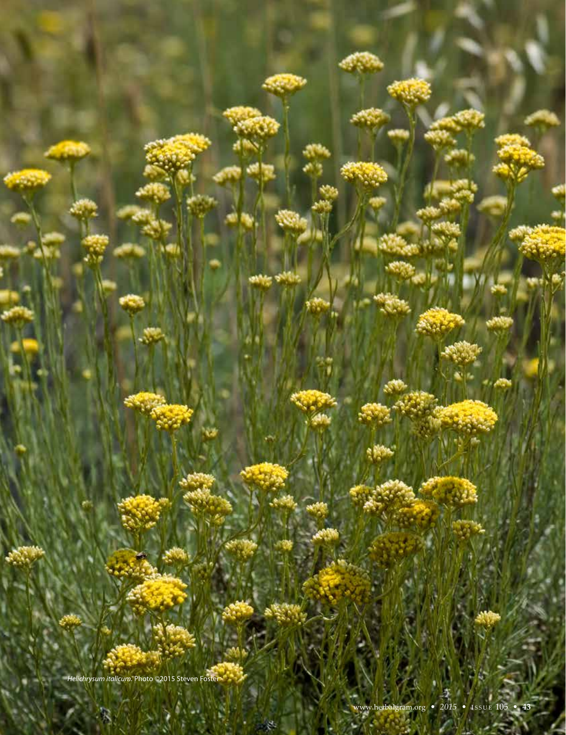*Helichrysum italicum*. Photo ©2015 Steven Foster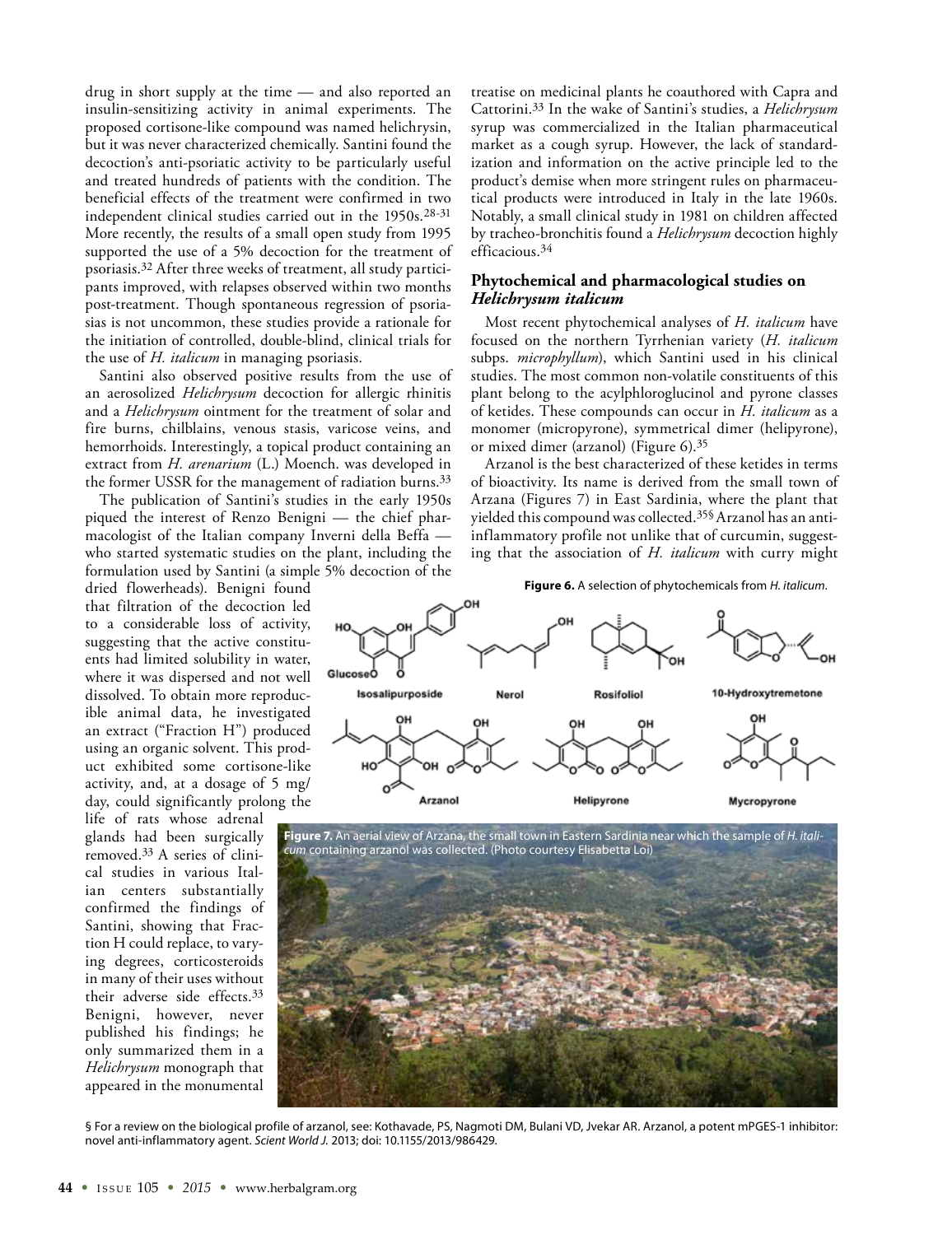drug in short supply at the time — and also reported an insulin-sensitizing activity in animal experiments. The proposed cortisone-like compound was named helichrysin, but it was never characterized chemically. Santini found the decoction's anti-psoriatic activity to be particularly useful and treated hundreds of patients with the condition. The beneficial effects of the treatment were confirmed in two independent clinical studies carried out in the 1950s.[28-31] More recently, the results of a small open study from 1995 supported the use of a 5% decoction for the treatment of psoriasis.[32] After three weeks of treatment, all study participants improved, with relapses observed within two months post-treatment. Though spontaneous regression of psoriasias is not uncommon, these studies provide a rationale for the initiation of controlled, double-blind, clinical trials for the use of *H. italicum* in managing psoriasis.

Santini also observed positive results from the use of an aerosolized *Helichrysum* decoction for allergic rhinitis and a *Helichrysum* ointment for the treatment of solar and fire burns, chilblains, venous stasis, varicose veins, and hemorrhoids. Interestingly, a topical product containing an extract from *H. arenarium* (L.) Moench. was developed in the former USSR for the management of radiation burns.[33]

The publication of Santini's studies in the early 1950s piqued the interest of Renzo Benigni — the chief pharmacologist of the Italian company Inverni della Beffa — who started systematic studies on the plant, including the formulation used by Santini (a simple 5% decoction of the dried flowerheads). Benigni found that filtration of the decoction led to a considerable loss of activity, suggesting that the active constituents had limited solubility in water, where it was dispersed and not well dissolved. To obtain more reproducible animal data, he investigated an extract ("Fraction H") produced using an organic solvent. This product exhibited some cortisone-like activity, and, at a dosage of 5 mg/day, could significantly prolong the life of rats whose adrenal glands had been surgically removed.[33] A series of clinical studies in various Italian centers substantially confirmed the findings of Santini, showing that Fraction H could replace, to varying degrees, corticosteroids in many of their uses without their adverse side effects.[33] Benigni, however, never published his findings; he only summarized them in a *Helichrysum* monograph that appeared in the monumental treatise on medicinal plants he coauthored with Capra and Cattorini.[33] In the wake of Santini's studies, a *Helichrysum* syrup was commercialized in the Italian pharmaceutical market as a cough syrup. However, the lack of standardization and information on the active principle led to the product's demise when more stringent rules on pharmaceutical products were introduced in Italy in the late 1960s. Notably, a small clinical study in 1981 on children affected by tracheo-bronchitis found a *Helichrysum* decoction highly efficacious.[34]

## Phytochemical and pharmacological studies on *Helichrysum italicum*

Most recent phytochemical analyses of *H. italicum* have focused on the northern Tyrrhenian variety (*H. italicum* subps. *microphyllum*), which Santini used in his clinical studies. The most common non-volatile constituents of this plant belong to the acylphloroglucinol and pyrone classes of ketides. These compounds can occur in *H. italicum* as a monomer (micropyrone), symmetrical dimer (helipyrone), or mixed dimer (arzanol) (Figure 6).[35]

Arzanol is the best characterized of these ketides in terms of bioactivity. Its name is derived from the small town of Arzana (Figures 7) in East Sardinia, where the plant that yielded this compound was collected.[35]§ Arzanol has an anti-inflammatory profile not unlike that of curcumin, suggesting that the association of *H. italicum* with curry might

**Figure 6.** A selection of phytochemicals from *H. italicum.*

Isosalipurposide, Nerol, Rosifoliol, 10-Hydroxytremetone, Arzanol, Helipyrone, Mycropyrone

**Figure 7.** An aerial view of Arzana, the small town in Eastern Sardinia near which the sample of *H. italicum* containing arzanol was collected. (Photo courtesy Elisabetta Loi)

§ For a review on the biological profile of arzanol, see: Kothavade, PS, Nagmoti DM, Bulani VD, Jvekar AR. Arzanol, a potent mPGES-1 inhibitor: novel anti-inflammatory agent. *Scient World J.* 2013; doi: 10.1155/2013/986429.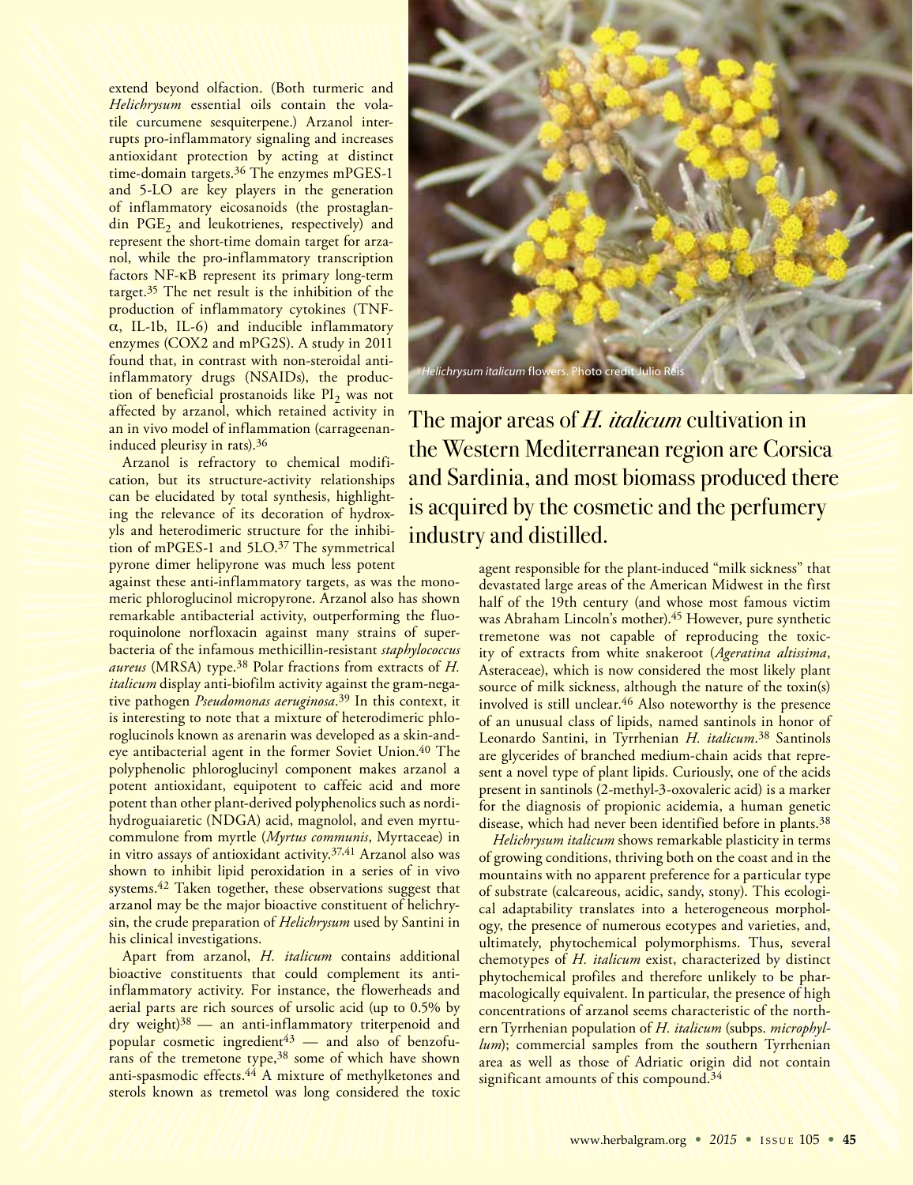extend beyond olfaction. (Both turmeric and *Helichrysum* essential oils contain the volatile curcumene sesquiterpene.) Arzanol interrupts pro-inflammatory signaling and increases antioxidant protection by acting at distinct time-domain targets.[36] The enzymes mPGES-1 and 5-LO are key players in the generation of inflammatory eicosanoids (the prostaglandin $PGE_2$ and leukotrienes, respectively) and represent the short-time domain target for arzanol, while the pro-inflammatory transcription factors NF-κB represent its primary long-term target.[35] The net result is the inhibition of the production of inflammatory cytokines (TNF-α, IL-1b, IL-6) and inducible inflammatory enzymes (COX2 and mPG2S). A study in 2011 found that, in contrast with non-steroidal anti-inflammatory drugs (NSAIDs), the production of beneficial prostanoids like $PI_2$ was not affected by arzanol, which retained activity in an in vivo model of inflammation (carrageenan-induced pleurisy in rats).[36]

Arzanol is refractory to chemical modification, but its structure-activity relationships can be elucidated by total synthesis, highlighting the relevance of its decoration of hydroxyls and heterodimeric structure for the inhibition of mPGES-1 and 5LO.[37] The symmetrical pyrone dimer helipyrone was much less potent against these anti-inflammatory targets, as was the monomeric phloroglucinol micropyrone. Arzanol also has shown remarkable antibacterial activity, outperforming the fluoroquinolone norfloxacin against many strains of superbacteria of the infamous methicillin-resistant *staphylococcus aureus* (MRSA) type.[38] Polar fractions from extracts of *H. italicum* display anti-biofilm activity against the gram-negative pathogen *Pseudomonas aeruginosa*.[39] In this context, it is interesting to note that a mixture of heterodimeric phloroglucinols known as arenarin was developed as a skin-and-eye antibacterial agent in the former Soviet Union.[40] The polyphenolic phloroglucinyl component makes arzanol a potent antioxidant, equipotent to caffeic acid and more potent than other plant-derived polyphenolics such as nordihydroguaiaretic (NDGA) acid, magnolol, and even myrtucommulone from myrtle (*Myrtus communis*, Myrtaceae) in in vitro assays of antioxidant activity.[37,41] Arzanol also was shown to inhibit lipid peroxidation in a series of in vivo systems.[42] Taken together, these observations suggest that arzanol may be the major bioactive constituent of helichrysin, the crude preparation of *Helichrysum* used by Santini in his clinical investigations.

Apart from arzanol, *H. italicum* contains additional bioactive constituents that could complement its anti-inflammatory activity. For instance, the flowerheads and aerial parts are rich sources of ursolic acid (up to 0.5% by dry weight)[38] — an anti-inflammatory triterpenoid and popular cosmetic ingredient[43] — and also of benzofurans of the tremetone type,[38] some of which have shown anti-spasmodic effects.[44] A mixture of methylketones and sterols known as tremetol was long considered the toxic agent responsible for the plant-induced "milk sickness" that devastated large areas of the American Midwest in the first half of the 19th century (and whose most famous victim was Abraham Lincoln's mother).[45] However, pure synthetic tremetone was not capable of reproducing the toxicity of extracts from white snakeroot (*Ageratina altissima*, Asteraceae), which is now considered the most likely plant source of milk sickness, although the nature of the toxin(s) involved is still unclear.[46] Also noteworthy is the presence of an unusual class of lipids, named santinols in honor of Leonardo Santini, in Tyrrhenian *H. italicum*.[38] Santinols are glycerides of branched medium-chain acids that represent a novel type of plant lipids. Curiously, one of the acids present in santinols (2-methyl-3-oxovaleric acid) is a marker for the diagnosis of propionic acidemia, a human genetic disease, which had never been identified before in plants.[38]

*Helichrysum italicum* flowers. Photo credit Julio Reis

The major areas of *H. italicum* cultivation in the Western Mediterranean region are Corsica and Sardinia, and most biomass produced there is acquired by the cosmetic and the perfumery industry and distilled.

*Helichrysum italicum* shows remarkable plasticity in terms of growing conditions, thriving both on the coast and in the mountains with no apparent preference for a particular type of substrate (calcareous, acidic, sandy, stony). This ecological adaptability translates into a heterogeneous morphology, the presence of numerous ecotypes and varieties, and, ultimately, phytochemical polymorphisms. Thus, several chemotypes of *H. italicum* exist, characterized by distinct phytochemical profiles and therefore unlikely to be pharmacologically equivalent. In particular, the presence of high concentrations of arzanol seems characteristic of the northern Tyrrhenian population of *H. italicum* (subps. *microphyllum*); commercial samples from the southern Tyrrhenian area as well as those of Adriatic origin did not contain significant amounts of this compound.[34]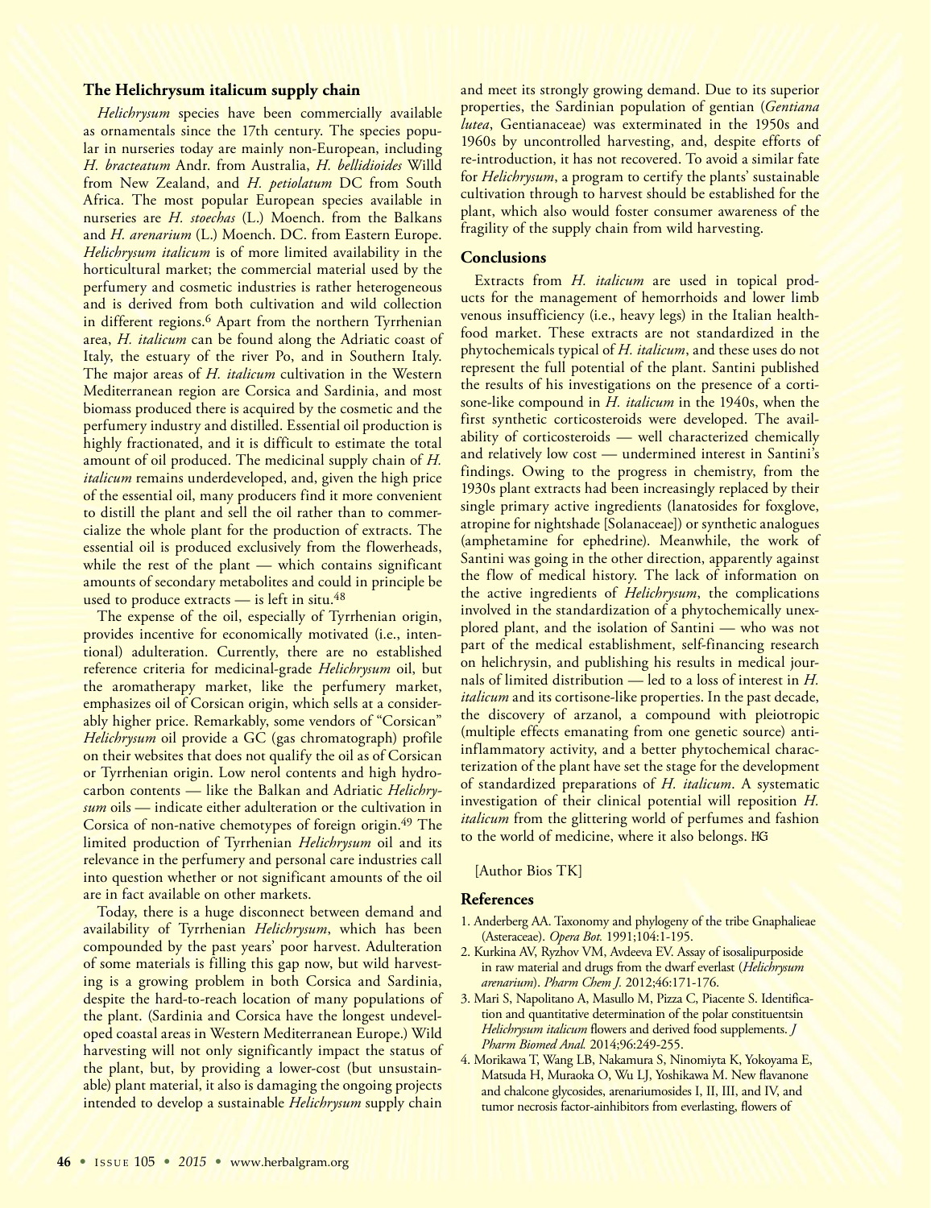## The Helichrysum italicum supply chain

*Helichrysum* species have been commercially available as ornamentals since the 17th century. The species popular in nurseries today are mainly non-European, including *H. bracteatum* Andr. from Australia, *H. bellidioides* Willd from New Zealand, and *H. petiolatum* DC from South Africa. The most popular European species available in nurseries are *H. stoechas* (L.) Moench. from the Balkans and *H. arenarium* (L.) Moench. DC. from Eastern Europe. *Helichrysum italicum* is of more limited availability in the horticultural market; the commercial material used by the perfumery and cosmetic industries is rather heterogeneous and is derived from both cultivation and wild collection in different regions.[6] Apart from the northern Tyrrhenian area, *H. italicum* can be found along the Adriatic coast of Italy, the estuary of the river Po, and in Southern Italy. The major areas of *H. italicum* cultivation in the Western Mediterranean region are Corsica and Sardinia, and most biomass produced there is acquired by the cosmetic and the perfumery industry and distilled. Essential oil production is highly fractionated, and it is difficult to estimate the total amount of oil produced. The medicinal supply chain of *H. italicum* remains underdeveloped, and, given the high price of the essential oil, many producers find it more convenient to distill the plant and sell the oil rather than to commercialize the whole plant for the production of extracts. The essential oil is produced exclusively from the flowerheads, while the rest of the plant — which contains significant amounts of secondary metabolites and could in principle be used to produce extracts — is left in situ.[48]

The expense of the oil, especially of Tyrrhenian origin, provides incentive for economically motivated (i.e., intentional) adulteration. Currently, there are no established reference criteria for medicinal-grade *Helichrysum* oil, but the aromatherapy market, like the perfumery market, emphasizes oil of Corsican origin, which sells at a considerably higher price. Remarkably, some vendors of "Corsican" *Helichrysum* oil provide a GC (gas chromatograph) profile on their websites that does not qualify the oil as of Corsican or Tyrrhenian origin. Low nerol contents and high hydrocarbon contents — like the Balkan and Adriatic *Helichrysum* oils — indicate either adulteration or the cultivation in Corsica of non-native chemotypes of foreign origin.[49] The limited production of Tyrrhenian *Helichrysum* oil and its relevance in the perfumery and personal care industries call into question whether or not significant amounts of the oil are in fact available on other markets.

Today, there is a huge disconnect between demand and availability of Tyrrhenian *Helichrysum*, which has been compounded by the past years' poor harvest. Adulteration of some materials is filling this gap now, but wild harvesting is a growing problem in both Corsica and Sardinia, despite the hard-to-reach location of many populations of the plant. (Sardinia and Corsica have the longest undeveloped coastal areas in Western Mediterranean Europe.) Wild harvesting will not only significantly impact the status of the plant, but, by providing a lower-cost (but unsustainable) plant material, it also is damaging the ongoing projects intended to develop a sustainable *Helichrysum* supply chain and meet its strongly growing demand. Due to its superior properties, the Sardinian population of gentian (*Gentiana lutea*, Gentianaceae) was exterminated in the 1950s and 1960s by uncontrolled harvesting, and, despite efforts of re-introduction, it has not recovered. To avoid a similar fate for *Helichrysum*, a program to certify the plants' sustainable cultivation through to harvest should be established for the plant, which also would foster consumer awareness of the fragility of the supply chain from wild harvesting.

## Conclusions

Extracts from *H. italicum* are used in topical products for the management of hemorrhoids and lower limb venous insufficiency (i.e., heavy legs) in the Italian health-food market. These extracts are not standardized in the phytochemicals typical of *H. italicum*, and these uses do not represent the full potential of the plant. Santini published the results of his investigations on the presence of a cortisone-like compound in *H. italicum* in the 1940s, when the first synthetic corticosteroids were developed. The availability of corticosteroids — well characterized chemically and relatively low cost — undermined interest in Santini's findings. Owing to the progress in chemistry, from the 1930s plant extracts had been increasingly replaced by their single primary active ingredients (lanatosides for foxglove, atropine for nightshade [Solanaceae]) or synthetic analogues (amphetamine for ephedrine). Meanwhile, the work of Santini was going in the other direction, apparently against the flow of medical history. The lack of information on the active ingredients of *Helichrysum*, the complications involved in the standardization of a phytochemically unexplored plant, and the isolation of Santini — who was not part of the medical establishment, self-financing research on helichrysin, and publishing his results in medical journals of limited distribution — led to a loss of interest in *H. italicum* and its cortisone-like properties. In the past decade, the discovery of arzanol, a compound with pleiotropic (multiple effects emanating from one genetic source) anti-inflammatory activity, and a better phytochemical characterization of the plant have set the stage for the development of standardized preparations of *H. italicum*. A systematic investigation of their clinical potential will reposition *H. italicum* from the glittering world of perfumes and fashion to the world of medicine, where it also belongs. HG

[Author Bios TK]

## References

1. Anderberg AA. Taxonomy and phylogeny of the tribe Gnaphalieae (Asteraceae). *Opera Bot.* 1991;104:1-195.
2. Kurkina AV, Ryzhov VM, Avdeeva EV. Assay of isosalipurposide in raw material and drugs from the dwarf everlast (*Helichrysum arenarium*). *Pharm Chem J.* 2012;46:171-176.
3. Mari S, Napolitano A, Masullo M, Pizza C, Piacente S. Identification and quantitative determination of the polar constituentsin *Helichrysum italicum* flowers and derived food supplements. *J Pharm Biomed Anal.* 2014;96:249-255.
4. Morikawa T, Wang LB, Nakamura S, Ninomiyta K, Yokoyama E, Matsuda H, Muraoka O, Wu LJ, Yoshikawa M. New flavanone and chalcone glycosides, arenariumosides I, II, III, and IV, and tumor necrosis factor-ainhibitors from everlasting, flowers of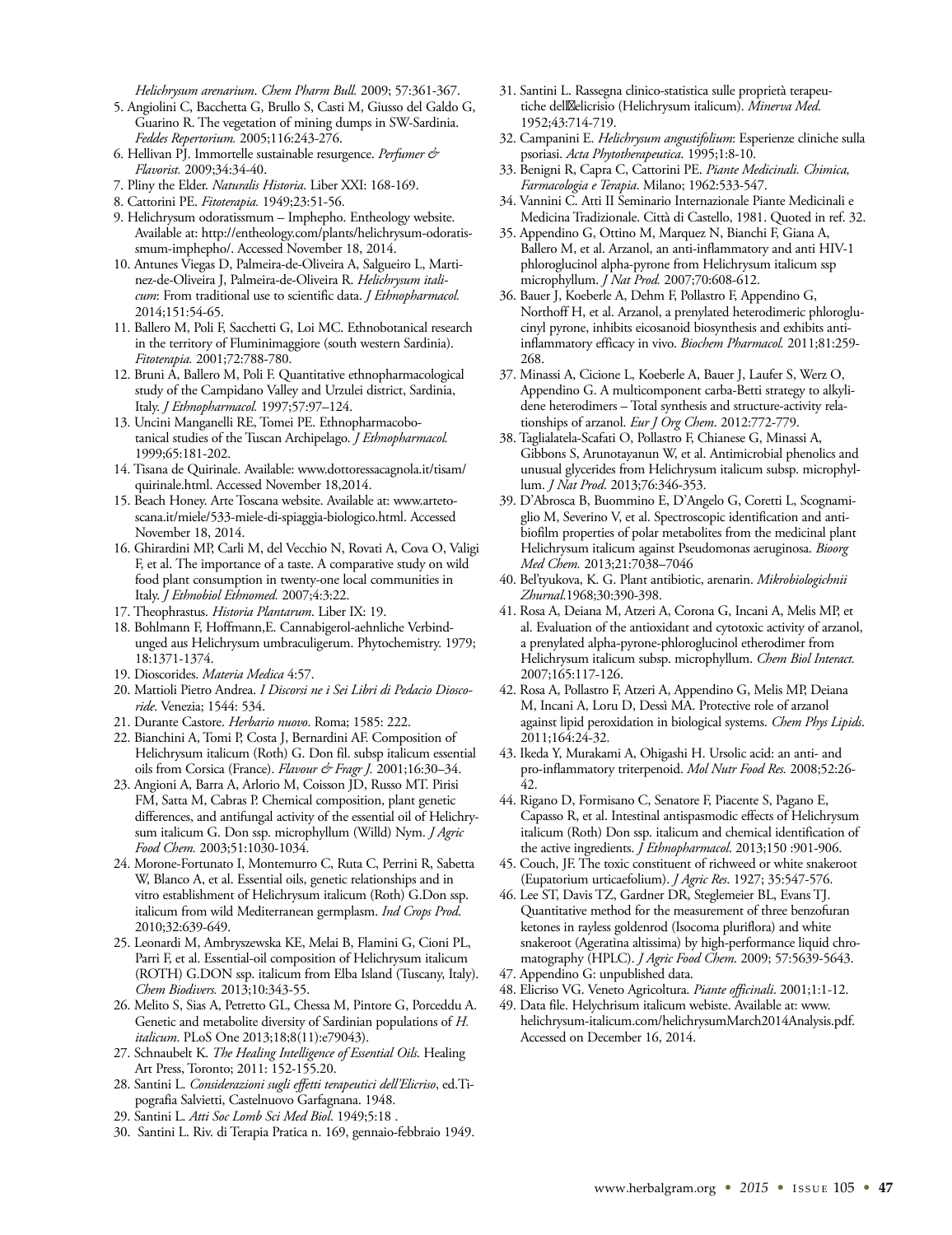*Helichrysum arenarium*. *Chem Pharm Bull.* 2009; 57:361-367.

5. Angiolini C, Bacchetta G, Brullo S, Casti M, Giusso del Galdo G, Guarino R. The vegetation of mining dumps in SW-Sardinia. *Feddes Repertorium.* 2005;116:243-276.
6. Hellivan PJ. Immortelle sustainable resurgence. *Perfumer & Flavorist.* 2009;34:34-40.
7. Pliny the Elder. *Naturalis Historia*. Liber XXI: 168-169.
8. Cattorini PE. *Fitoterapia.* 1949;23:51-56.
9. Helichrysum odoratissmum – Imphepho. Entheology website. Available at: http://entheology.com/plants/helichrysum-odoratissmum-imphepho/. Accessed November 18, 2014.
10. Antunes Viegas D, Palmeira-de-Oliveira A, Salgueiro L, Martinez-de-Oliveira J, Palmeira-de-Oliveira R. *Helichrysum italicum*: From traditional use to scientific data. *J Ethnopharmacol.* 2014;151:54-65.
11. Ballero M, Poli F, Sacchetti G, Loi MC. Ethnobotanical research in the territory of Fluminimaggiore (south western Sardinia). *Fitoterapia.* 2001;72:788-780.
12. Bruni A, Ballero M, Poli F. Quantitative ethnopharmacological study of the Campidano Valley and Urzulei district, Sardinia, Italy. *J Ethnopharmacol.* 1997;57:97–124.
13. Uncini Manganelli RE, Tomei PE. Ethnopharmacobotanical studies of the Tuscan Archipelago. *J Ethnopharmacol.* 1999;65:181-202.
14. Tisana de Quirinale. Available: www.dottoressacagnola.it/tisam/quirinale.html. Accessed November 18,2014.
15. Beach Honey. Arte Toscana website. Available at: www.artetoscana.it/miele/533-miele-di-spiaggia-biologico.html. Accessed November 18, 2014.
16. Ghirardini MP, Carli M, del Vecchio N, Rovati A, Cova O, Valigi F, et al. The importance of a taste. A comparative study on wild food plant consumption in twenty-one local communities in Italy. *J Ethnobiol Ethnomed.* 2007;4:3:22.
17. Theophrastus. *Historia Plantarum*. Liber IX: 19.
18. Bohlmann F, Hoffmann,E. Cannabigerol-aehnliche Verbindunged aus Helichrysum umbraculigerum. Phytochemistry. 1979; 18:1371-1374.
19. Dioscorides. *Materia Medica* 4:57.
20. Mattioli Pietro Andrea. *I Discorsi ne i Sei Libri di Pedacio Dioscoride*. Venezia; 1544: 534.
21. Durante Castore. *Herbario nuovo*. Roma; 1585: 222.
22. Bianchini A, Tomi P, Costa J, Bernardini AF. Composition of Helichrysum italicum (Roth) G. Don fil. subsp italicum essential oils from Corsica (France). *Flavour & Fragr J.* 2001;16:30–34.
23. Angioni A, Barra A, Arlorio M, Coisson JD, Russo MT. Pirisi FM, Satta M, Cabras P. Chemical composition, plant genetic differences, and antifungal activity of the essential oil of Helichrysum italicum G. Don ssp. microphyllum (Willd) Nym. *J Agric Food Chem.* 2003;51:1030-1034.
24. Morone-Fortunato I, Montemurro C, Ruta C, Perrini R, Sabetta W, Blanco A, et al. Essential oils, genetic relationships and in vitro establishment of Helichrysum italicum (Roth) G.Don ssp. italicum from wild Mediterranean germplasm. *Ind Crops Prod*. 2010;32:639-649.
25. Leonardi M, Ambryszewska KE, Melai B, Flamini G, Cioni PL, Parri F, et al. Essential-oil composition of Helichrysum italicum (ROTH) G.DON ssp. italicum from Elba Island (Tuscany, Italy). *Chem Biodivers.* 2013;10:343-55.
26. Melito S, Sias A, Petretto GL, Chessa M, Pintore G, Porceddu A. Genetic and metabolite diversity of Sardinian populations of *H. italicum*. PLoS One 2013;18;8(11):e79043).
27. Schnaubelt K. *The Healing Intelligence of Essential Oils*. Healing Art Press, Toronto; 2011: 152-155.20.
28. Santini L. *Considerazioni sugli effetti terapeutici dell'Elicriso*, ed.Tipografia Salvietti, Castelnuovo Garfagnana. 1948.
29. Santini L. *Atti Soc Lomb Sci Med Biol*. 1949;5:18 .
30. Santini L. Riv. di Terapia Pratica n. 169, gennaio-febbraio 1949.
31. Santini L. Rassegna clinico-statistica sulle proprietà terapeutiche dell'Elicrisio (Helichrysum italicum). *Minerva Med.* 1952;43:714-719.
32. Campanini E. *Helichrysum angustifolium*: Esperienze cliniche sulla psoriasi. *Acta Phytotherapeutica*. 1995;1:8-10.
33. Benigni R, Capra C, Cattorini PE. *Piante Medicinali. Chimica, Farmacologia e Terapia*. Milano; 1962:533-547.
34. Vannini C. Atti II Seminario Internazionale Piante Medicinali e Medicina Tradizionale. Città di Castello, 1981. Quoted in ref. 32.
35. Appendino G, Ottino M, Marquez N, Bianchi F, Giana A, Ballero M, et al. Arzanol, an anti-inflammatory and anti HIV-1 phloroglucinol alpha-pyrone from Helichrysum italicum ssp microphyllum. *J Nat Prod.* 2007;70:608-612.
36. Bauer J, Koeberle A, Dehm F, Pollastro F, Appendino G, Northoff H, et al. Arzanol, a prenylated heterodimeric phloroglucinyl pyrone, inhibits eicosanoid biosynthesis and exhibits anti-inflammatory efficacy in vivo. *Biochem Pharmacol.* 2011;81:259-268.
37. Minassi A, Cicione L, Koeberle A, Bauer J, Laufer S, Werz O, Appendino G. A multicomponent carba-Betti strategy to alkylidene heterodimers – Total synthesis and structure-activity relationships of arzanol. *Eur J Org Chem*. 2012:772-779.
38. Taglialatela-Scafati O, Pollastro F, Chianese G, Minassi A, Gibbons S, Arunotayanun W, et al. Antimicrobial phenolics and unusual glycerides from Helichrysum italicum subsp. microphyllum. *J Nat Prod*. 2013;76:346-353.
39. D'Abrosca B, Buommino E, D'Angelo G, Coretti L, Scognamiglio M, Severino V, et al. Spectroscopic identification and anti-biofilm properties of polar metabolites from the medicinal plant Helichrysum italicum against Pseudomonas aeruginosa. *Bioorg Med Chem.* 2013;21:7038–7046
40. Bel'tyukova, K. G. Plant antibiotic, arenarin. *Mikrobiologichnii Zhurnal*.1968;30:390-398.
41. Rosa A, Deiana M, Atzeri A, Corona G, Incani A, Melis MP, et al. Evaluation of the antioxidant and cytotoxic activity of arzanol, a prenylated alpha-pyrone-phloroglucinol etherodimer from Helichrysum italicum subsp. microphyllum. *Chem Biol Interact.* 2007;165:117-126.
42. Rosa A, Pollastro F, Atzeri A, Appendino G, Melis MP, Deiana M, Incani A, Loru D, Dessì MA. Protective role of arzanol against lipid peroxidation in biological systems. *Chem Phys Lipids*. 2011;164:24-32.
43. Ikeda Y, Murakami A, Ohigashi H. Ursolic acid: an anti- and pro-inflammatory triterpenoid. *Mol Nutr Food Res.* 2008;52:26-42.
44. Rigano D, Formisano C, Senatore F, Piacente S, Pagano E, Capasso R, et al. Intestinal antispasmodic effects of Helichrysum italicum (Roth) Don ssp. italicum and chemical identification of the active ingredients. *J Ethnopharmacol*. 2013;150 :901-906.
45. Couch, JF. The toxic constituent of richweed or white snakeroot (Eupatorium urticaefolium). *J Agric Res*. 1927; 35:547-576.
46. Lee ST, Davis TZ, Gardner DR, Steglemeier BL, Evans TJ. Quantitative method for the measurement of three benzofuran ketones in rayless goldenrod (Isocoma pluriflora) and white snakeroot (Ageratina altissima) by high-performance liquid chromatography (HPLC). *J Agric Food Chem*. 2009; 57:5639-5643.
47. Appendino G: unpublished data.
48. Elicriso VG. Veneto Agricoltura. *Piante officinali*. 2001;1:1-12.
49. Data file. Helychrisum italicum webiste. Available at: www.helichrysum-italicum.com/helichrysumMarch2014Analysis.pdf. Accessed on December 16, 2014.